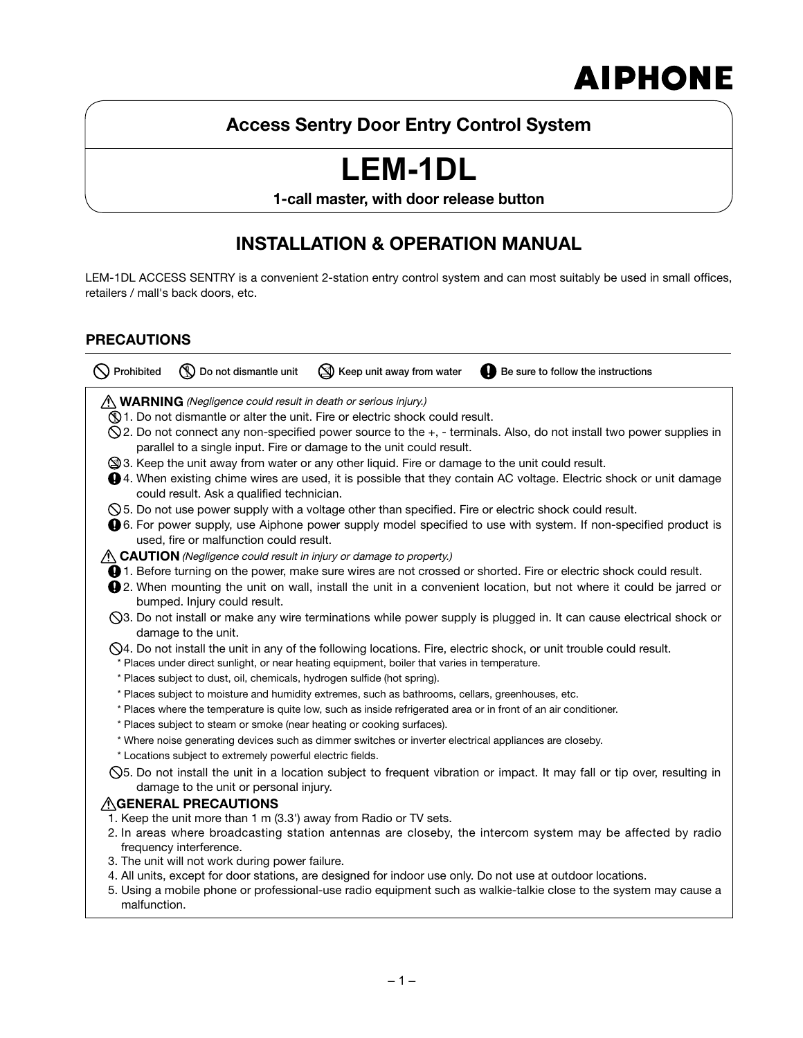AIPHONE

## Access Sentry Door Entry Control System

# LEM-1DL

**1-call master, with door release button**

## INSTALLATION & OPERATION MANUAL

LEM-1DL ACCESS SENTRY is a convenient 2-station entry control system and can most suitably be used in small offices, retailers / mall's back doors, etc.

### PRECAUTIONS

Prohibited    Do not dismantle unit    Keep unit away from water    Be sure to follow the instructions

**WARNING** *(Negligence could result in death or serious injury.)*

1. Do not dismantle or alter the unit. Fire or electric shock could result.
2. Do not connect any non-specified power source to the +, - terminals. Also, do not install two power supplies in parallel to a single input. Fire or damage to the unit could result.
3. Keep the unit away from water or any other liquid. Fire or damage to the unit could result.
4. When existing chime wires are used, it is possible that they contain AC voltage. Electric shock or unit damage could result. Ask a qualified technician.
5. Do not use power supply with a voltage other than specified. Fire or electric shock could result.
6. For power supply, use Aiphone power supply model specified to use with system. If non-specified product is used, fire or malfunction could result.

**CAUTION** *(Negligence could result in injury or damage to property.)*

1. Before turning on the power, make sure wires are not crossed or shorted. Fire or electric shock could result.
2. When mounting the unit on wall, install the unit in a convenient location, but not where it could be jarred or bumped. Injury could result.
3. Do not install or make any wire terminations while power supply is plugged in. It can cause electrical shock or damage to the unit.
4. Do not install the unit in any of the following locations. Fire, electric shock, or unit trouble could result.
   * Places under direct sunlight, or near heating equipment, boiler that varies in temperature.
   * Places subject to dust, oil, chemicals, hydrogen sulfide (hot spring).
   * Places subject to moisture and humidity extremes, such as bathrooms, cellars, greenhouses, etc.
   * Places where the temperature is quite low, such as inside refrigerated area or in front of an air conditioner.
   * Places subject to steam or smoke (near heating or cooking surfaces).
   * Where noise generating devices such as dimmer switches or inverter electrical appliances are closeby.
   * Locations subject to extremely powerful electric fields.
5. Do not install the unit in a location subject to frequent vibration or impact. It may fall or tip over, resulting in damage to the unit or personal injury.

**GENERAL PRECAUTIONS**

1. Keep the unit more than 1 m (3.3') away from Radio or TV sets.
2. In areas where broadcasting station antennas are closeby, the intercom system may be affected by radio frequency interference.
3. The unit will not work during power failure.
4. All units, except for door stations, are designed for indoor use only. Do not use at outdoor locations.
5. Using a mobile phone or professional-use radio equipment such as walkie-talkie close to the system may cause a malfunction.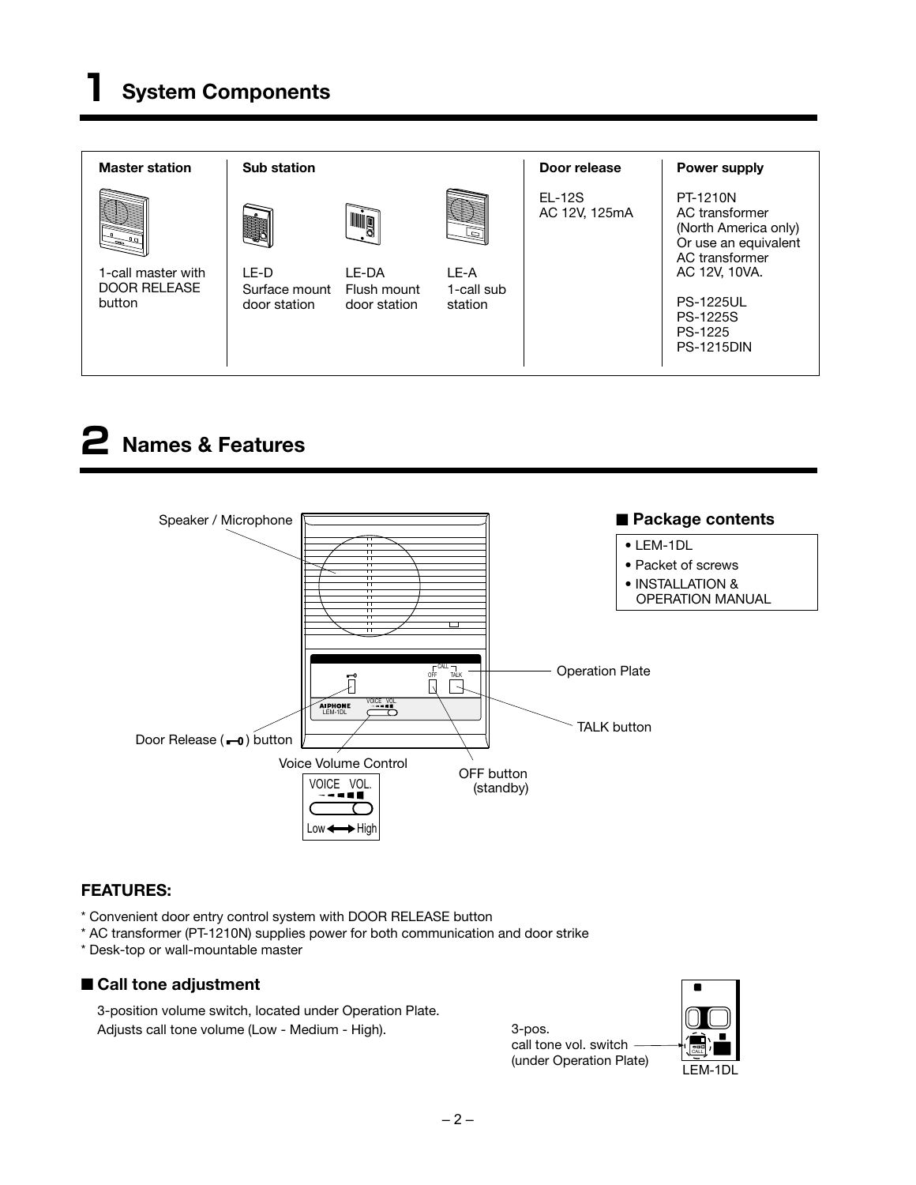# 1 System Components

| Master station | Sub station | | | Door release | Power supply |
|---|---|---|---|---|---|
| 1-call master with DOOR RELEASE button | LE-D Surface mount door station | LE-DA Flush mount door station | LE-A 1-call sub station | EL-12S AC 12V, 125mA | PT-1210N AC transformer (North America only) Or use an equivalent AC transformer AC 12V, 10VA.<br>PS-1225UL<br>PS-1225S<br>PS-1225<br>PS-1215DIN |

# 2 Names & Features

Speaker / Microphone

Operation Plate

TALK button

Door Release button

Voice Volume Control

VOICE VOL.

Low ⟷ High

OFF button (standby)

## ■ Package contents

- LEM-1DL
- Packet of screws
- INSTALLATION & OPERATION MANUAL

### FEATURES:

* Convenient door entry control system with DOOR RELEASE button
* AC transformer (PT-1210N) supplies power for both communication and door strike
* Desk-top or wall-mountable master

### ■ Call tone adjustment

3-position volume switch, located under Operation Plate.
Adjusts call tone volume (Low - Medium - High).

3-pos. call tone vol. switch (under Operation Plate)

LEM-1DL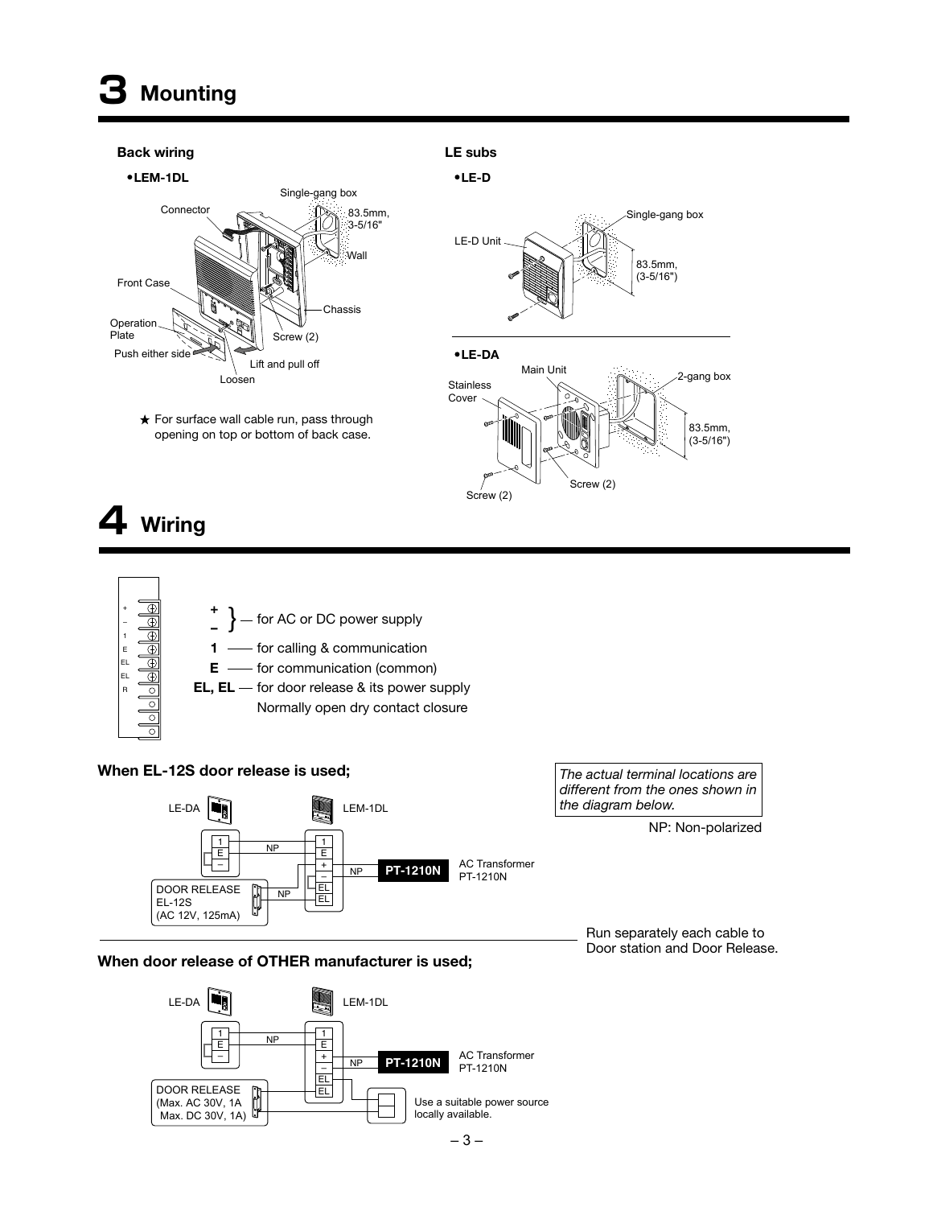## 3 Mounting

**Back wiring**

**•LEM-1DL**

Single-gang box

Connector

83.5mm, 3-5/16"

Wall

Front Case

Chassis

Operation Plate

Screw (2)

Push either side

Lift and pull off

Loosen

★ For surface wall cable run, pass through opening on top or bottom of back case.

**LE subs**

**•LE-D**

Single-gang box

LE-D Unit

83.5mm, (3-5/16")

**•LE-DA**

Main Unit

2-gang box

Stainless Cover

83.5mm, (3-5/16")

Screw (2)

Screw (2)

## 4 Wiring

**+ –** — for AC or DC power supply

**1** — for calling & communication

**E** — for communication (common)

**EL, EL** — for door release & its power supply
Normally open dry contact closure

**When EL-12S door release is used;**

*The actual terminal locations are different from the ones shown in the diagram below.*

NP: Non-polarized

LE-DA — LEM-1DL

DOOR RELEASE EL-12S (AC 12V, 125mA)

PT-1210N — AC Transformer PT-1210N

Run separately each cable to Door station and Door Release.

**When door release of OTHER manufacturer is used;**

LE-DA — LEM-1DL

DOOR RELEASE (Max. AC 30V, 1A Max. DC 30V, 1A)

PT-1210N — AC Transformer PT-1210N

Use a suitable power source locally available.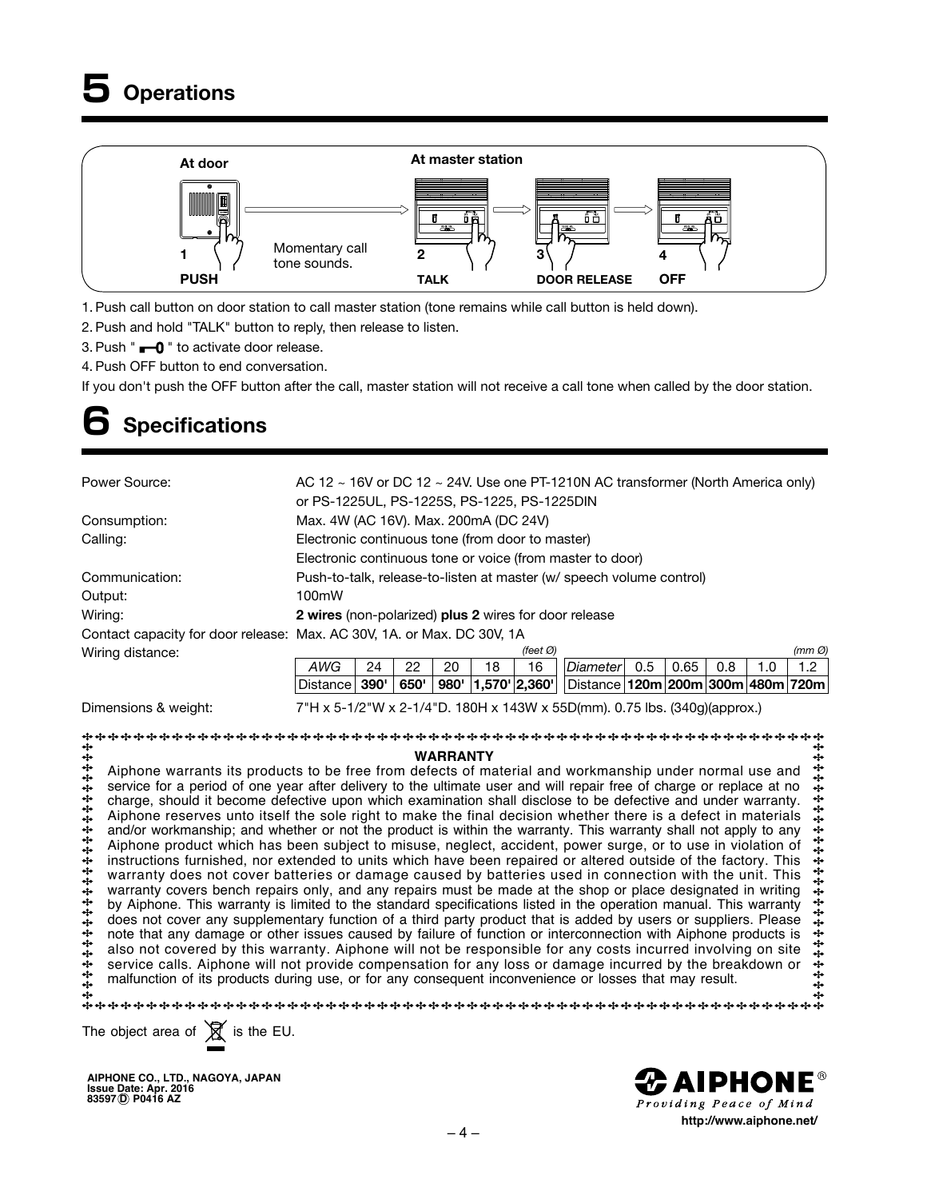# 5 Operations

At door

At master station

1 PUSH

Momentary call tone sounds.

2 TALK

3 DOOR RELEASE

4 OFF

1. Push call button on door station to call master station (tone remains while call button is held down).
2. Push and hold "TALK" button to reply, then release to listen.
3. Push " ⊸ " to activate door release.
4. Push OFF button to end conversation.

If you don't push the OFF button after the call, master station will not receive a call tone when called by the door station.

# 6 Specifications

Power Source: AC 12 ~ 16V or DC 12 ~ 24V. Use one PT-1210N AC transformer (North America only) or PS-1225UL, PS-1225S, PS-1225, PS-1225DIN

Consumption: Max. 4W (AC 16V). Max. 200mA (DC 24V)

Calling: Electronic continuous tone (from door to master)
Electronic continuous tone or voice (from master to door)

Communication: Push-to-talk, release-to-listen at master (w/ speech volume control)

Output: 100mW

Wiring: **2 wires** (non-polarized) **plus 2** wires for door release

Contact capacity for door release: Max. AC 30V, 1A. or Max. DC 30V, 1A

Wiring distance:

*(feet Ø)*

| *AWG* | 24 | 22 | 20 | 18 | 16 |
|---|---|---|---|---|---|
| Distance | **390'** | **650'** | **980'** | **1,570'** | **2,360'** |

*(mm Ø)*

| *Diameter* | 0.5 | 0.65 | 0.8 | 1.0 | 1.2 |
|---|---|---|---|---|---|
| Distance | **120m** | **200m** | **300m** | **480m** | **720m** |

Dimensions & weight: 7"H x 5-1/2"W x 2-1/4"D. 180H x 143W x 55D(mm). 0.75 lbs. (340g)(approx.)

**WARRANTY**

Aiphone warrants its products to be free from defects of material and workmanship under normal use and service for a period of one year after delivery to the ultimate user and will repair free of charge or replace at no charge, should it become defective upon which examination shall disclose to be defective and under warranty. Aiphone reserves unto itself the sole right to make the final decision whether there is a defect in materials and/or workmanship; and whether or not the product is within the warranty. This warranty shall not apply to any Aiphone product which has been subject to misuse, neglect, accident, power surge, or to use in violation of instructions furnished, nor extended to units which have been repaired or altered outside of the factory. This warranty does not cover batteries or damage caused by batteries used in connection with the unit. This warranty covers bench repairs only, and any repairs must be made at the shop or place designated in writing by Aiphone. This warranty is limited to the standard specifications listed in the operation manual. This warranty does not cover any supplementary function of a third party product that is added by users or suppliers. Please note that any damage or other issues caused by failure of function or interconnection with Aiphone products is also not covered by this warranty. Aiphone will not be responsible for any costs incurred involving on site service calls. Aiphone will not provide compensation for any loss or damage incurred by the breakdown or malfunction of its products during use, or for any consequent inconvenience or losses that may result.

The object area of ⌧ is the EU.

**AIPHONE CO., LTD., NAGOYA, JAPAN**
**Issue Date: Apr. 2016**
**83597 Ⓓ P0416 AZ**

AIPHONE®
*Providing Peace of Mind*
**http://www.aiphone.net/**